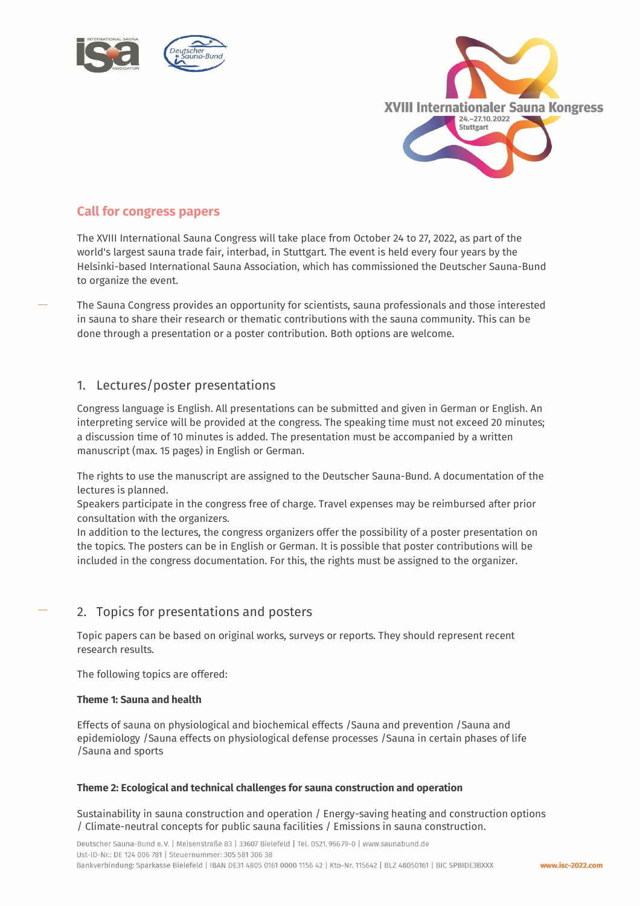XVIII Internationaler Sauna Kongress
24.–27.10.2022
Stuttgart

## Call for congress papers

The XVIII International Sauna Congress will take place from October 24 to 27, 2022, as part of the world's largest sauna trade fair, interbad, in Stuttgart. The event is held every four years by the Helsinki-based International Sauna Association, which has commissioned the Deutscher Sauna-Bund to organize the event.

The Sauna Congress provides an opportunity for scientists, sauna professionals and those interested in sauna to share their research or thematic contributions with the sauna community. This can be done through a presentation or a poster contribution. Both options are welcome.

### 1. Lectures/poster presentations

Congress language is English. All presentations can be submitted and given in German or English. An interpreting service will be provided at the congress. The speaking time must not exceed 20 minutes; a discussion time of 10 minutes is added. The presentation must be accompanied by a written manuscript (max. 15 pages) in English or German.

The rights to use the manuscript are assigned to the Deutscher Sauna-Bund. A documentation of the lectures is planned.
Speakers participate in the congress free of charge. Travel expenses may be reimbursed after prior consultation with the organizers.
In addition to the lectures, the congress organizers offer the possibility of a poster presentation on the topics. The posters can be in English or German. It is possible that poster contributions will be included in the congress documentation. For this, the rights must be assigned to the organizer.

### 2. Topics for presentations and posters

Topic papers can be based on original works, surveys or reports. They should represent recent research results.

The following topics are offered:

**Theme 1: Sauna and health**

Effects of sauna on physiological and biochemical effects /Sauna and prevention /Sauna and epidemiology /Sauna effects on physiological defense processes /Sauna in certain phases of life /Sauna and sports

**Theme 2: Ecological and technical challenges for sauna construction and operation**

Sustainability in sauna construction and operation / Energy-saving heating and construction options / Climate-neutral concepts for public sauna facilities / Emissions in sauna construction.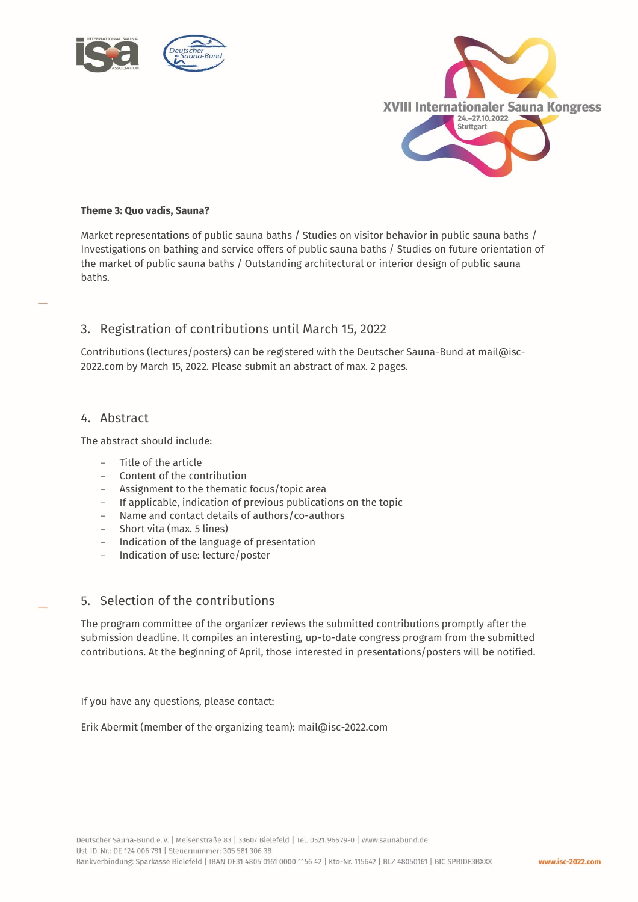**Theme 3: Quo vadis, Sauna?**

Market representations of public sauna baths / Studies on visitor behavior in public sauna baths / Investigations on bathing and service offers of public sauna baths / Studies on future orientation of the market of public sauna baths / Outstanding architectural or interior design of public sauna baths.

## 3. Registration of contributions until March 15, 2022

Contributions (lectures/posters) can be registered with the Deutscher Sauna-Bund at mail@isc-2022.com by March 15, 2022. Please submit an abstract of max. 2 pages.

## 4. Abstract

The abstract should include:

- Title of the article
- Content of the contribution
- Assignment to the thematic focus/topic area
- If applicable, indication of previous publications on the topic
- Name and contact details of authors/co-authors
- Short vita (max. 5 lines)
- Indication of the language of presentation
- Indication of use: lecture/poster

## 5. Selection of the contributions

The program committee of the organizer reviews the submitted contributions promptly after the submission deadline. It compiles an interesting, up-to-date congress program from the submitted contributions. At the beginning of April, those interested in presentations/posters will be notified.

If you have any questions, please contact:

Erik Abermit (member of the organizing team): mail@isc-2022.com